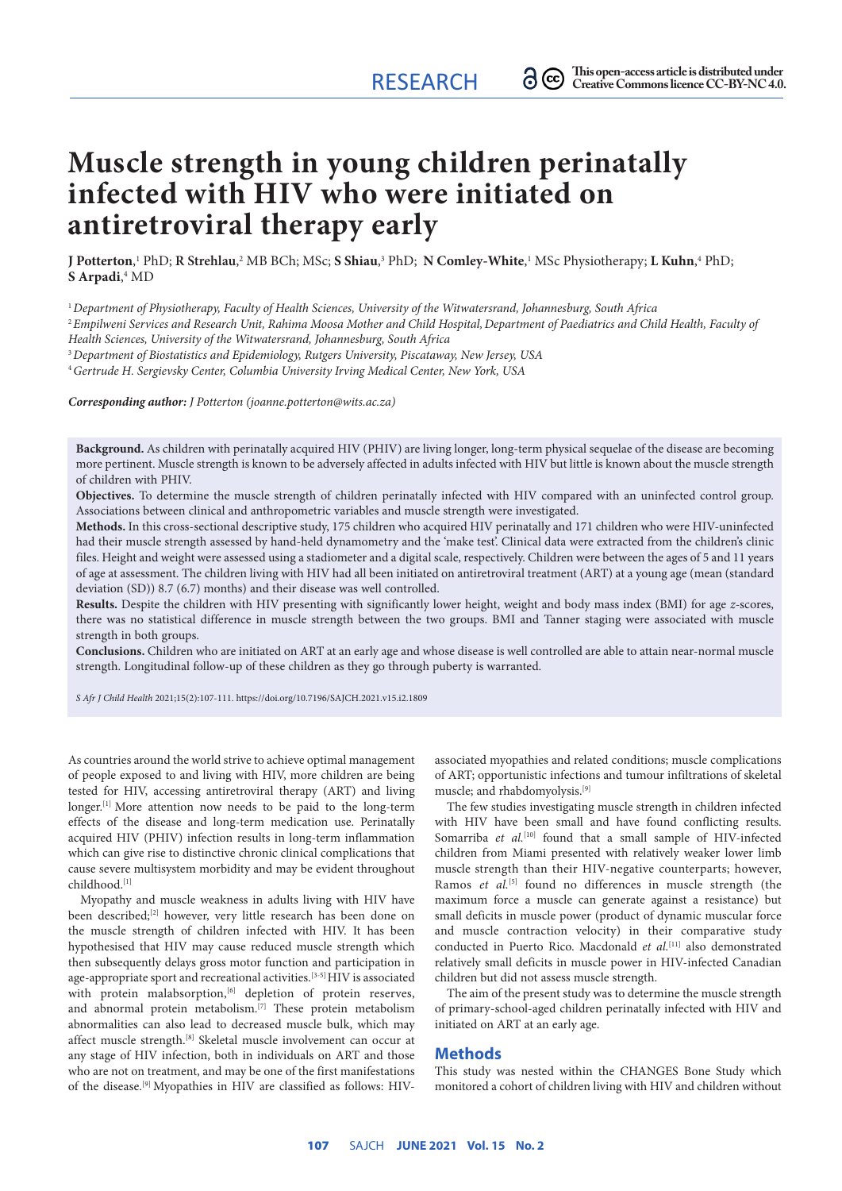RESEARCH

This open-access article is distributed under Creative Commons licence CC-BY-NC 4.0.

# Muscle strength in young children perinatally infected with HIV who were initiated on antiretroviral therapy early

**J Potterton**,[1] PhD; **R Strehlau**,[2] MB BCh; MSc; **S Shiau**,[3] PhD; **N Comley-White**,[1] MSc Physiotherapy; **L Kuhn**,[4] PhD; **S Arpadi**,[4] MD

[1] *Department of Physiotherapy, Faculty of Health Sciences, University of the Witwatersrand, Johannesburg, South Africa*
[2] *Empilweni Services and Research Unit, Rahima Moosa Mother and Child Hospital, Department of Paediatrics and Child Health, Faculty of Health Sciences, University of the Witwatersrand, Johannesburg, South Africa*
[3] *Department of Biostatistics and Epidemiology, Rutgers University, Piscataway, New Jersey, USA*
[4] *Gertrude H. Sergievsky Center, Columbia University Irving Medical Center, New York, USA*

***Corresponding author:*** *J Potterton (joanne.potterton@wits.ac.za)*

**Background.** As children with perinatally acquired HIV (PHIV) are living longer, long-term physical sequelae of the disease are becoming more pertinent. Muscle strength is known to be adversely affected in adults infected with HIV but little is known about the muscle strength of children with PHIV.

**Objectives.** To determine the muscle strength of children perinatally infected with HIV compared with an uninfected control group. Associations between clinical and anthropometric variables and muscle strength were investigated.

**Methods.** In this cross-sectional descriptive study, 175 children who acquired HIV perinatally and 171 children who were HIV-uninfected had their muscle strength assessed by hand-held dynamometry and the 'make test'. Clinical data were extracted from the children's clinic files. Height and weight were assessed using a stadiometer and a digital scale, respectively. Children were between the ages of 5 and 11 years of age at assessment. The children living with HIV had all been initiated on antiretroviral treatment (ART) at a young age (mean (standard deviation (SD)) 8.7 (6.7) months) and their disease was well controlled.

**Results.** Despite the children with HIV presenting with significantly lower height, weight and body mass index (BMI) for age *z*-scores, there was no statistical difference in muscle strength between the two groups. BMI and Tanner staging were associated with muscle strength in both groups.

**Conclusions.** Children who are initiated on ART at an early age and whose disease is well controlled are able to attain near-normal muscle strength. Longitudinal follow-up of these children as they go through puberty is warranted.

*S Afr J Child Health* 2021;15(2):107-111. https://doi.org/10.7196/SAJCH.2021.v15.i2.1809

As countries around the world strive to achieve optimal management of people exposed to and living with HIV, more children are being tested for HIV, accessing antiretroviral therapy (ART) and living longer.[1] More attention now needs to be paid to the long-term effects of the disease and long-term medication use. Perinatally acquired HIV (PHIV) infection results in long-term inflammation which can give rise to distinctive chronic clinical complications that cause severe multisystem morbidity and may be evident throughout childhood.[1]

Myopathy and muscle weakness in adults living with HIV have been described;[2] however, very little research has been done on the muscle strength of children infected with HIV. It has been hypothesised that HIV may cause reduced muscle strength which then subsequently delays gross motor function and participation in age-appropriate sport and recreational activities.[3-5] HIV is associated with protein malabsorption,[6] depletion of protein reserves, and abnormal protein metabolism.[7] These protein metabolism abnormalities can also lead to decreased muscle bulk, which may affect muscle strength.[8] Skeletal muscle involvement can occur at any stage of HIV infection, both in individuals on ART and those who are not on treatment, and may be one of the first manifestations of the disease.[9] Myopathies in HIV are classified as follows: HIV-associated myopathies and related conditions; muscle complications of ART; opportunistic infections and tumour infiltrations of skeletal muscle; and rhabdomyolysis.[9]

The few studies investigating muscle strength in children infected with HIV have been small and have found conflicting results. Somarriba *et al.*[10] found that a small sample of HIV-infected children from Miami presented with relatively weaker lower limb muscle strength than their HIV-negative counterparts; however, Ramos *et al.*[5] found no differences in muscle strength (the maximum force a muscle can generate against a resistance) but small deficits in muscle power (product of dynamic muscular force and muscle contraction velocity) in their comparative study conducted in Puerto Rico. Macdonald *et al.*[11] also demonstrated relatively small deficits in muscle power in HIV-infected Canadian children but did not assess muscle strength.

The aim of the present study was to determine the muscle strength of primary-school-aged children perinatally infected with HIV and initiated on ART at an early age.

## Methods

This study was nested within the CHANGES Bone Study which monitored a cohort of children living with HIV and children without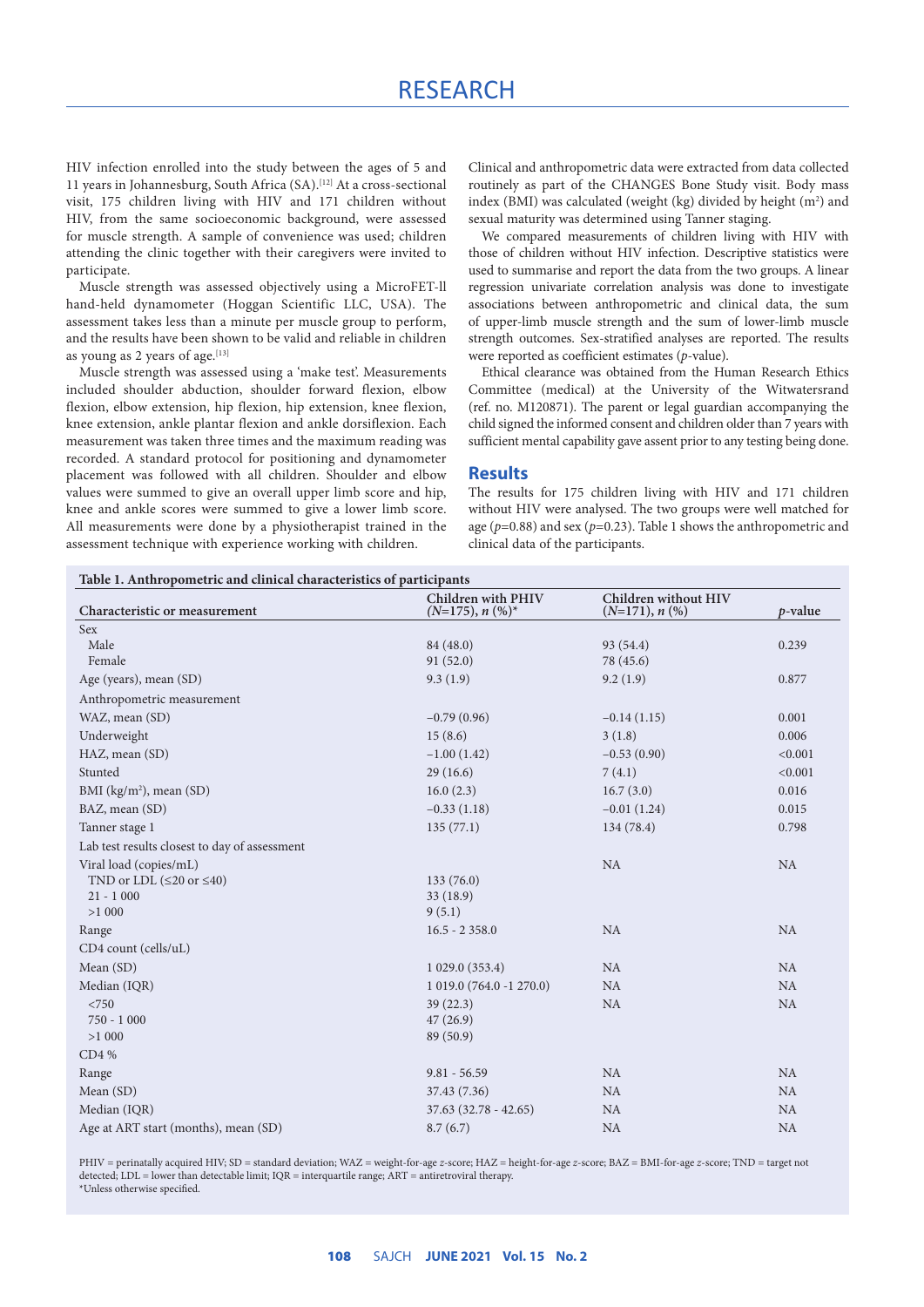HIV infection enrolled into the study between the ages of 5 and 11 years in Johannesburg, South Africa (SA).[12] At a cross-sectional visit, 175 children living with HIV and 171 children without HIV, from the same socioeconomic background, were assessed for muscle strength. A sample of convenience was used; children attending the clinic together with their caregivers were invited to participate.

Muscle strength was assessed objectively using a MicroFET-ll hand-held dynamometer (Hoggan Scientific LLC, USA). The assessment takes less than a minute per muscle group to perform, and the results have been shown to be valid and reliable in children as young as 2 years of age.[13]

Muscle strength was assessed using a 'make test'. Measurements included shoulder abduction, shoulder forward flexion, elbow flexion, elbow extension, hip flexion, hip extension, knee flexion, knee extension, ankle plantar flexion and ankle dorsiflexion. Each measurement was taken three times and the maximum reading was recorded. A standard protocol for positioning and dynamometer placement was followed with all children. Shoulder and elbow values were summed to give an overall upper limb score and hip, knee and ankle scores were summed to give a lower limb score. All measurements were done by a physiotherapist trained in the assessment technique with experience working with children.

Clinical and anthropometric data were extracted from data collected routinely as part of the CHANGES Bone Study visit. Body mass index (BMI) was calculated (weight (kg) divided by height (m$^2$) and sexual maturity was determined using Tanner staging.

We compared measurements of children living with HIV with those of children without HIV infection. Descriptive statistics were used to summarise and report the data from the two groups. A linear regression univariate correlation analysis was done to investigate associations between anthropometric and clinical data, the sum of upper-limb muscle strength and the sum of lower-limb muscle strength outcomes. Sex-stratified analyses are reported. The results were reported as coefficient estimates (*p*-value).

Ethical clearance was obtained from the Human Research Ethics Committee (medical) at the University of the Witwatersrand (ref. no. M120871). The parent or legal guardian accompanying the child signed the informed consent and children older than 7 years with sufficient mental capability gave assent prior to any testing being done.

## Results

The results for 175 children living with HIV and 171 children without HIV were analysed. The two groups were well matched for age ($p$=0.88) and sex ($p$=0.23). Table 1 shows the anthropometric and clinical data of the participants.

**Table 1. Anthropometric and clinical characteristics of participants**

| Characteristic or measurement | Children with PHIV (*N*=175), *n* (%)* | Children without HIV (*N*=171), *n* (%) | *p*-value |
|---|---|---|---|
| Sex | | | |
| Male | 84 (48.0) | 93 (54.4) | 0.239 |
| Female | 91 (52.0) | 78 (45.6) | |
| Age (years), mean (SD) | 9.3 (1.9) | 9.2 (1.9) | 0.877 |
| Anthropometric measurement | | | |
| WAZ, mean (SD) | −0.79 (0.96) | −0.14 (1.15) | 0.001 |
| Underweight | 15 (8.6) | 3 (1.8) | 0.006 |
| HAZ, mean (SD) | −1.00 (1.42) | −0.53 (0.90) | <0.001 |
| Stunted | 29 (16.6) | 7 (4.1) | <0.001 |
| BMI (kg/m$^2$), mean (SD) | 16.0 (2.3) | 16.7 (3.0) | 0.016 |
| BAZ, mean (SD) | −0.33 (1.18) | −0.01 (1.24) | 0.015 |
| Tanner stage 1 | 135 (77.1) | 134 (78.4) | 0.798 |
| Lab test results closest to day of assessment | | | |
| Viral load (copies/mL) | | NA | NA |
| TND or LDL (≤20 or ≤40) | 133 (76.0) | | |
| 21 - 1 000 | 33 (18.9) | | |
| >1 000 | 9 (5.1) | | |
| Range | 16.5 - 2 358.0 | NA | NA |
| CD4 count (cells/uL) | | | |
| Mean (SD) | 1 029.0 (353.4) | NA | NA |
| Median (IQR) | 1 019.0 (764.0 -1 270.0) | NA | NA |
| <750 | 39 (22.3) | NA | NA |
| 750 - 1 000 | 47 (26.9) | | |
| >1 000 | 89 (50.9) | | |
| CD4 % | | | |
| Range | 9.81 - 56.59 | NA | NA |
| Mean (SD) | 37.43 (7.36) | NA | NA |
| Median (IQR) | 37.63 (32.78 - 42.65) | NA | NA |
| Age at ART start (months), mean (SD) | 8.7 (6.7) | NA | NA |

PHIV = perinatally acquired HIV; SD = standard deviation; WAZ = weight-for-age *z*-score; HAZ = height-for-age *z*-score; BAZ = BMI-for-age *z*-score; TND = target not detected; LDL = lower than detectable limit; IQR = interquartile range; ART = antiretroviral therapy.
*Unless otherwise specified.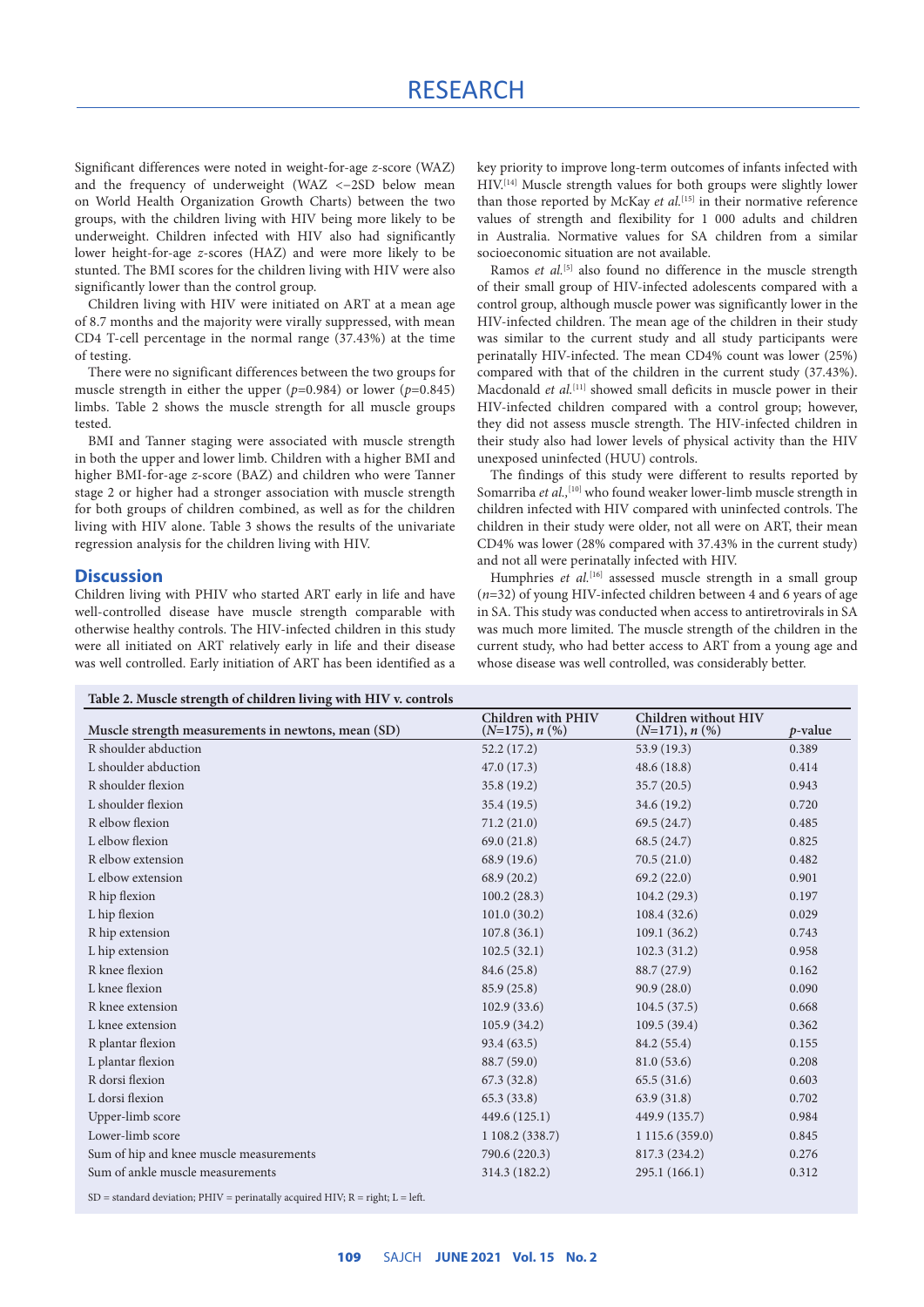Significant differences were noted in weight-for-age *z*-score (WAZ) and the frequency of underweight (WAZ <−2SD below mean on World Health Organization Growth Charts) between the two groups, with the children living with HIV being more likely to be underweight. Children infected with HIV also had significantly lower height-for-age *z*-scores (HAZ) and were more likely to be stunted. The BMI scores for the children living with HIV were also significantly lower than the control group.

Children living with HIV were initiated on ART at a mean age of 8.7 months and the majority were virally suppressed, with mean CD4 T-cell percentage in the normal range (37.43%) at the time of testing.

There were no significant differences between the two groups for muscle strength in either the upper ($p$=0.984) or lower ($p$=0.845) limbs. Table 2 shows the muscle strength for all muscle groups tested.

BMI and Tanner staging were associated with muscle strength in both the upper and lower limb. Children with a higher BMI and higher BMI-for-age *z*-score (BAZ) and children who were Tanner stage 2 or higher had a stronger association with muscle strength for both groups of children combined, as well as for the children living with HIV alone. Table 3 shows the results of the univariate regression analysis for the children living with HIV.

## Discussion

Children living with PHIV who started ART early in life and have well-controlled disease have muscle strength comparable with otherwise healthy controls. The HIV-infected children in this study were all initiated on ART relatively early in life and their disease was well controlled. Early initiation of ART has been identified as a key priority to improve long-term outcomes of infants infected with HIV.[14] Muscle strength values for both groups were slightly lower than those reported by McKay *et al.*[15] in their normative reference values of strength and flexibility for 1 000 adults and children in Australia. Normative values for SA children from a similar socioeconomic situation are not available.

Ramos *et al.*[5] also found no difference in the muscle strength of their small group of HIV-infected adolescents compared with a control group, although muscle power was significantly lower in the HIV-infected children. The mean age of the children in their study was similar to the current study and all study participants were perinatally HIV-infected. The mean CD4% count was lower (25%) compared with that of the children in the current study (37.43%). Macdonald *et al.*[11] showed small deficits in muscle power in their HIV-infected children compared with a control group; however, they did not assess muscle strength. The HIV-infected children in their study also had lower levels of physical activity than the HIV unexposed uninfected (HUU) controls.

The findings of this study were different to results reported by Somarriba *et al.*,[10] who found weaker lower-limb muscle strength in children infected with HIV compared with uninfected controls. The children in their study were older, not all were on ART, their mean CD4% was lower (28% compared with 37.43% in the current study) and not all were perinatally infected with HIV.

Humphries *et al.*[16] assessed muscle strength in a small group ($n$=32) of young HIV-infected children between 4 and 6 years of age in SA. This study was conducted when access to antiretrovirals in SA was much more limited. The muscle strength of the children in the current study, who had better access to ART from a young age and whose disease was well controlled, was considerably better.

**Table 2. Muscle strength of children living with HIV v. controls**

| Muscle strength measurements in newtons, mean (SD) | Children with PHIV ($N$=175), $n$ (%) | Children without HIV ($N$=171), $n$ (%) | $p$-value |
|---|---|---|---|
| R shoulder abduction | 52.2 (17.2) | 53.9 (19.3) | 0.389 |
| L shoulder abduction | 47.0 (17.3) | 48.6 (18.8) | 0.414 |
| R shoulder flexion | 35.8 (19.2) | 35.7 (20.5) | 0.943 |
| L shoulder flexion | 35.4 (19.5) | 34.6 (19.2) | 0.720 |
| R elbow flexion | 71.2 (21.0) | 69.5 (24.7) | 0.485 |
| L elbow flexion | 69.0 (21.8) | 68.5 (24.7) | 0.825 |
| R elbow extension | 68.9 (19.6) | 70.5 (21.0) | 0.482 |
| L elbow extension | 68.9 (20.2) | 69.2 (22.0) | 0.901 |
| R hip flexion | 100.2 (28.3) | 104.2 (29.3) | 0.197 |
| L hip flexion | 101.0 (30.2) | 108.4 (32.6) | 0.029 |
| R hip extension | 107.8 (36.1) | 109.1 (36.2) | 0.743 |
| L hip extension | 102.5 (32.1) | 102.3 (31.2) | 0.958 |
| R knee flexion | 84.6 (25.8) | 88.7 (27.9) | 0.162 |
| L knee flexion | 85.9 (25.8) | 90.9 (28.0) | 0.090 |
| R knee extension | 102.9 (33.6) | 104.5 (37.5) | 0.668 |
| L knee extension | 105.9 (34.2) | 109.5 (39.4) | 0.362 |
| R plantar flexion | 93.4 (63.5) | 84.2 (55.4) | 0.155 |
| L plantar flexion | 88.7 (59.0) | 81.0 (53.6) | 0.208 |
| R dorsi flexion | 67.3 (32.8) | 65.5 (31.6) | 0.603 |
| L dorsi flexion | 65.3 (33.8) | 63.9 (31.8) | 0.702 |
| Upper-limb score | 449.6 (125.1) | 449.9 (135.7) | 0.984 |
| Lower-limb score | 1 108.2 (338.7) | 1 115.6 (359.0) | 0.845 |
| Sum of hip and knee muscle measurements | 790.6 (220.3) | 817.3 (234.2) | 0.276 |
| Sum of ankle muscle measurements | 314.3 (182.2) | 295.1 (166.1) | 0.312 |

SD = standard deviation; PHIV = perinatally acquired HIV; R = right; L = left.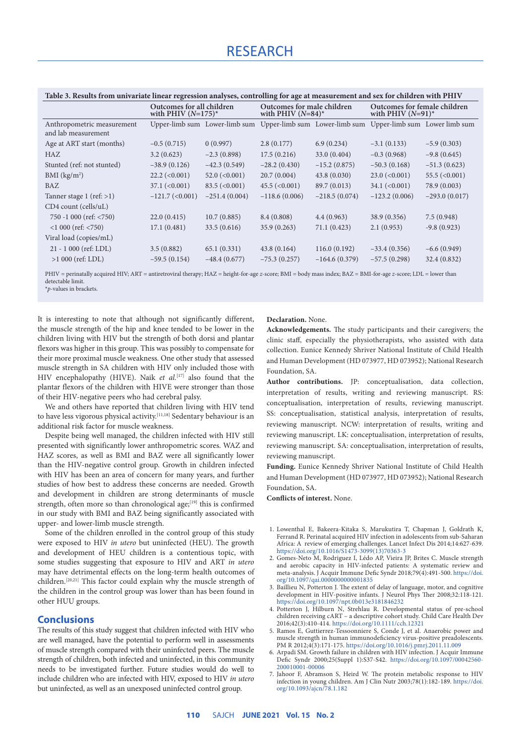**Table 3. Results from univariate linear regression analyses, controlling for age at measurement and sex for children with PHIV**

| | Outcomes for all children with PHIV ($N$=175)* | | Outcomes for male children with PHIV ($N$=84)* | | Outcomes for female children with PHIV ($N$=91)* | |
|---|---|---|---|---|---|---|
| Anthropometric measurement and lab measurement | Upper-limb sum | Lower-limb sum | Upper-limb sum | Lower-limb sum | Upper-limb sum | Lower limb sum |
| Age at ART start (months) | −0.5 (0.715) | 0 (0.997) | 2.8 (0.177) | 6.9 (0.234) | −3.1 (0.133) | −5.9 (0.303) |
| HAZ | 3.2 (0.623) | −2.3 (0.898) | 17.5 (0.216) | 33.0 (0.404) | −0.3 (0.968) | −9.8 (0.645) |
| Stunted (ref: not stunted) | −38.9 (0.126) | −42.3 (0.549) | −28.2 (0.430) | −15.2 (0.875) | −50.3 (0.168) | −51.3 (0.623) |
| BMI (kg/m$^2$) | 22.2 (<0.001) | 52.0 (<0.001) | 20.7 (0.004) | 43.8 (0.030) | 23.0 (<0.001) | 55.5 (<0.001) |
| BAZ | 37.1 (<0.001) | 83.5 (<0.001) | 45.5 (<0.001) | 89.7 (0.013) | 34.1 (<0.001) | 78.9 (0.003) |
| Tanner stage 1 (ref: >1) | −121.7 (<0.001) | −251.4 (0.004) | −118.6 (0.006) | −218.5 (0.074) | −123.2 (0.006) | −293.0 (0.017) |
| CD4 count (cells/uL) | | | | | | |
| 750 -1 000 (ref: <750) | 22.0 (0.415) | 10.7 (0.885) | 8.4 (0.808) | 4.4 (0.963) | 38.9 (0.356) | 7.5 (0.948) |
| <1 000 (ref: <750) | 17.1 (0.481) | 33.5 (0.616) | 35.9 (0.263) | 71.1 (0.423) | 2.1 (0.953) | -9.8 (0.923) |
| Viral load (copies/mL) | | | | | | |
| 21 - 1 000 (ref: LDL) | 3.5 (0.882) | 65.1 (0.331) | 43.8 (0.164) | 116.0 (0.192) | −33.4 (0.356) | −6.6 (0.949) |
| >1 000 (ref: LDL) | −59.5 (0.154) | −48.4 (0.677) | −75.3 (0.257) | −164.6 (0.379) | −57.5 (0.298) | 32.4 (0.832) |

PHIV = perinatally acquired HIV; ART = antiretroviral therapy; HAZ = height-for-age *z*-score; BMI = body mass index; BAZ = BMI-for-age *z*-score; LDL = lower than detectable limit.
\**p*-values in brackets.

It is interesting to note that although not significantly different, the muscle strength of the hip and knee tended to be lower in the children living with HIV but the strength of both dorsi and plantar flexors was higher in this group. This was possibly to compensate for their more proximal muscle weakness. One other study that assessed muscle strength in SA children with HIV only included those with HIV encephalopathy (HIVE). Naik *et al.*[17] also found that the plantar flexors of the children with HIVE were stronger than those of their HIV-negative peers who had cerebral palsy.

We and others have reported that children living with HIV tend to have less vigorous physical activity.[11,18] Sedentary behaviour is an additional risk factor for muscle weakness.

Despite being well managed, the children infected with HIV still presented with significantly lower anthropometric scores. WAZ and HAZ scores, as well as BMI and BAZ were all significantly lower than the HIV-negative control group. Growth in children infected with HIV has been an area of concern for many years, and further studies of how best to address these concerns are needed. Growth and development in children are strong determinants of muscle strength, often more so than chronological age;[19] this is confirmed in our study with BMI and BAZ being significantly associated with upper- and lower-limb muscle strength.

Some of the children enrolled in the control group of this study were exposed to HIV *in utero* but uninfected (HEU). The growth and development of HEU children is a contentious topic, with some studies suggesting that exposure to HIV and ART *in utero* may have detrimental effects on the long-term health outcomes of children.[20,21] This factor could explain why the muscle strength of the children in the control group was lower than has been found in other HUU groups.

## Conclusions

The results of this study suggest that children infected with HIV who are well managed, have the potential to perform well in assessments of muscle strength compared with their uninfected peers. The muscle strength of children, both infected and uninfected, in this community needs to be investigated further. Future studies would do well to include children who are infected with HIV, exposed to HIV *in utero* but uninfected, as well as an unexposed uninfected control group.

**Declaration.** None.

**Acknowledgements.** The study participants and their caregivers; the clinic staff, especially the physiotherapists, who assisted with data collection. Eunice Kennedy Shriver National Institute of Child Health and Human Development (HD 073977, HD 073952); National Research Foundation, SA.

**Author contributions.** JP: conceptualisation, data collection, interpretation of results, writing and reviewing manuscript. RS: conceptualisation, interpretation of results, reviewing manuscript. SS: conceptualisation, statistical analysis, interpretation of results, reviewing manuscript. NCW: interpretation of results, writing and reviewing manuscript. LK: conceptualisation, interpretation of results, reviewing manuscript. SA: conceptualisation, interpretation of results, reviewing manuscript.

**Funding.** Eunice Kennedy Shriver National Institute of Child Health and Human Development (HD 073977, HD 073952); National Research Foundation, SA.

**Conflicts of interest.** None.

1. Lowenthal E, Bakeera-Kitaka S, Marukutira T, Chapman J, Goldrath K, Ferrand R. Perinatal acquired HIV infection in adolescents from sub-Saharan Africa: A review of emerging challenges. Lancet Infect Dis 2014;14:627-639. https://doi.org/10.1016/S1473-3099(13)70363-3
2. Gomes-Neto M, Rodriguez I, Lédo AP, Vieira JP, Brites C. Muscle strength and aerobic capacity in HIV-infected patients: A systematic review and meta-analysis. J Acquir Immune Defic Syndr 2018;79(4):491-500. https://doi.org/10.1097/qai.0000000000001835
3. Baillieu N, Potterton J. The extent of delay of language, motor, and cognitive development in HIV-positive infants. J Neurol Phys Ther 2008;32:118-121. https://doi.org/10.1097/npt.0b013e3181846232
4. Potterton J, Hilburn N, Strehlau R. Developmental status of pre-school children receiving cART – a descriptive cohort study. Child Care Health Dev 2016;42(3):410-414. https://doi.org/10.1111/cch.12321
5. Ramos E, Guttierrez-Tessoonniere S, Conde J, et al. Anaerobic power and muscle strength in human immunodeficiency virus-positive preadolescents. PM R 2012;4(3):171-175. https://doi.org/10.1016/j.pmrj.2011.11.009
6. Arpadi SM. Growth failure in children with HIV infection. J Acquir Immune Defic Syndr 2000;25(Suppl 1):S37-S42. https://doi.org/10.1097/00042560-200010001-00006
7. Jahoor F, Abramson S, Heird W. The protein metabolic response to HIV infection in young children. Am J Clin Nutr 2003;78(1):182-189. https://doi.org/10.1093/ajcn/78.1.182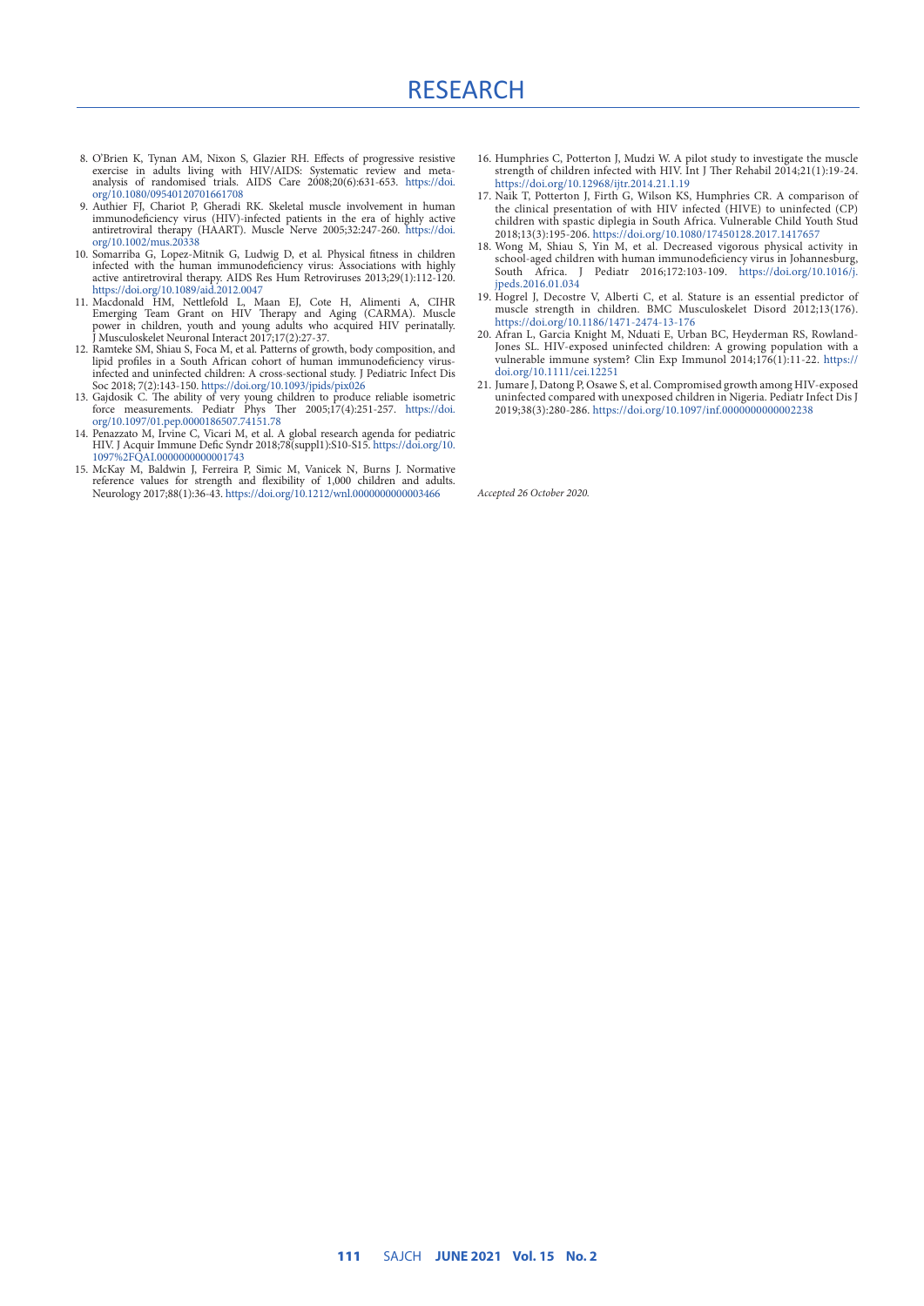8. O'Brien K, Tynan AM, Nixon S, Glazier RH. Effects of progressive resistive exercise in adults living with HIV/AIDS: Systematic review and meta-analysis of randomised trials. AIDS Care 2008;20(6):631-653. https://doi.org/10.1080/09540120701661708
9. Authier FJ, Chariot P, Gheradi RK. Skeletal muscle involvement in human immunodeficiency virus (HIV)-infected patients in the era of highly active antiretroviral therapy (HAART). Muscle Nerve 2005;32:247-260. https://doi.org/10.1002/mus.20338
10. Somarriba G, Lopez-Mitnik G, Ludwig D, et al. Physical fitness in children infected with the human immunodeficiency virus: Associations with highly active antiretroviral therapy. AIDS Res Hum Retroviruses 2013;29(1):112-120. https://doi.org/10.1089/aid.2012.0047
11. Macdonald HM, Nettlefold L, Maan EJ, Cote H, Alimenti A, CIHR Emerging Team Grant on HIV Therapy and Aging (CARMA). Muscle power in children, youth and young adults who acquired HIV perinatally. J Musculoskelet Neuronal Interact 2017;17(2):27-37.
12. Ramteke SM, Shiau S, Foca M, et al. Patterns of growth, body composition, and lipid profiles in a South African cohort of human immunodeficiency virus-infected and uninfected children: A cross-sectional study. J Pediatric Infect Dis Soc 2018; 7(2):143-150. https://doi.org/10.1093/jpids/pix026
13. Gajdosik C. The ability of very young children to produce reliable isometric force measurements. Pediatr Phys Ther 2005;17(4):251-257. https://doi.org/10.1097/01.pep.0000186507.74151.78
14. Penazzato M, Irvine C, Vicari M, et al. A global research agenda for pediatric HIV. J Acquir Immune Defic Syndr 2018;78(suppl1):S10-S15. https://doi.org/10.1097%2FQAI.0000000000001743
15. McKay M, Baldwin J, Ferreira P, Simic M, Vanicek N, Burns J. Normative reference values for strength and flexibility of 1,000 children and adults. Neurology 2017;88(1):36-43. https://doi.org/10.1212/wnl.0000000000003466
16. Humphries C, Potterton J, Mudzi W. A pilot study to investigate the muscle strength of children infected with HIV. Int J Ther Rehabil 2014;21(1):19-24. https://doi.org/10.12968/ijtr.2014.21.1.19
17. Naik T, Potterton J, Firth G, Wilson KS, Humphries CR. A comparison of the clinical presentation of with HIV infected (HIVE) to uninfected (CP) children with spastic diplegia in South Africa. Vulnerable Child Youth Stud 2018;13(3):195-206. https://doi.org/10.1080/17450128.2017.1417657
18. Wong M, Shiau S, Yin M, et al. Decreased vigorous physical activity in school-aged children with human immunodeficiency virus in Johannesburg, South Africa. J Pediatr 2016;172:103-109. https://doi.org/10.1016/j.jpeds.2016.01.034
19. Hogrel J, Decostre V, Alberti C, et al. Stature is an essential predictor of muscle strength in children. BMC Musculoskelet Disord 2012;13(176). https://doi.org/10.1186/1471-2474-13-176
20. Afran L, Garcia Knight M, Nduati E, Urban BC, Heyderman RS, Rowland-Jones SL. HIV-exposed uninfected children: A growing population with a vulnerable immune system? Clin Exp Immunol 2014;176(1):11-22. https://doi.org/10.1111/cei.12251
21. Jumare J, Datong P, Osawe S, et al. Compromised growth among HIV-exposed uninfected compared with unexposed children in Nigeria. Pediatr Infect Dis J 2019;38(3):280-286. https://doi.org/10.1097/inf.0000000000002238

*Accepted 26 October 2020.*